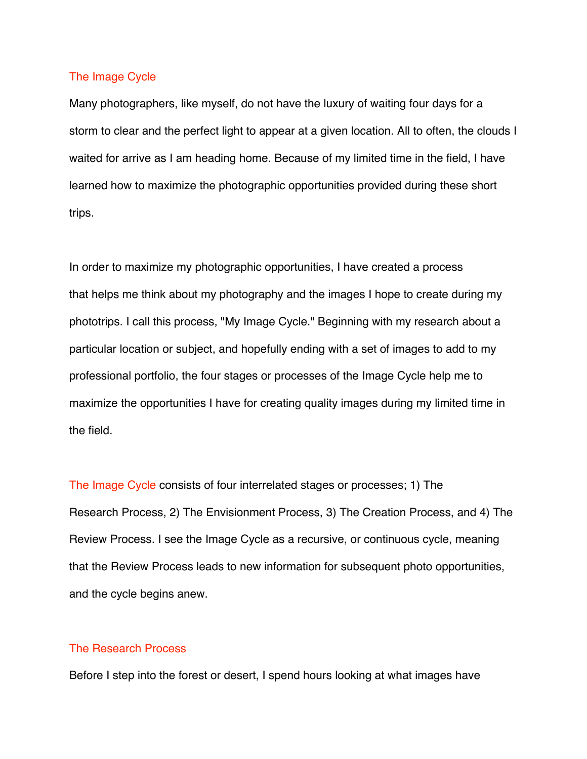## The Image Cycle

Many photographers, like myself, do not have the luxury of waiting four days for a storm to clear and the perfect light to appear at a given location. All to often, the clouds I waited for arrive as I am heading home. Because of my limited time in the field, I have learned how to maximize the photographic opportunities provided during these short trips.

In order to maximize my photographic opportunities, I have created a process that helps me think about my photography and the images I hope to create during my phototrips. I call this process, "My Image Cycle." Beginning with my research about a particular location or subject, and hopefully ending with a set of images to add to my professional portfolio, the four stages or processes of the Image Cycle help me to maximize the opportunities I have for creating quality images during my limited time in the field.

The Image Cycle consists of four interrelated stages or processes; 1) The Research Process, 2) The Envisionment Process, 3) The Creation Process, and 4) The Review Process. I see the Image Cycle as a recursive, or continuous cycle, meaning that the Review Process leads to new information for subsequent photo opportunities, and the cycle begins anew.

## The Research Process

Before I step into the forest or desert, I spend hours looking at what images have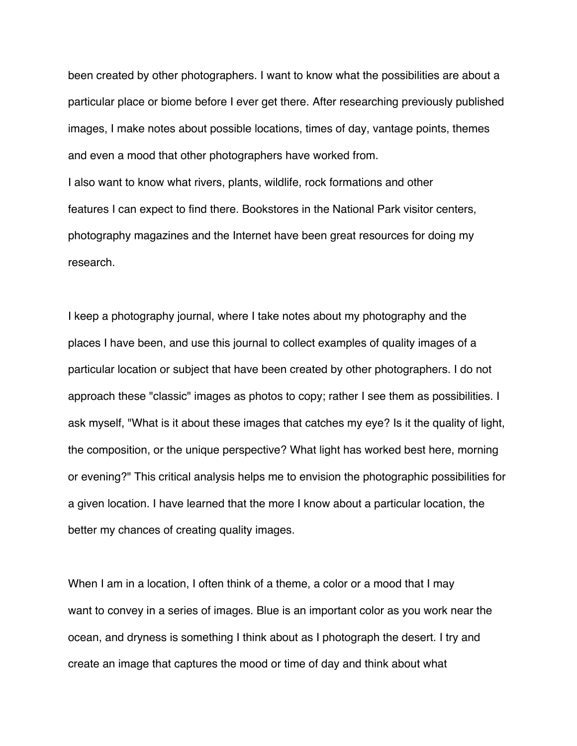been created by other photographers. I want to know what the possibilities are about a particular place or biome before I ever get there. After researching previously published images, I make notes about possible locations, times of day, vantage points, themes and even a mood that other photographers have worked from.

I also want to know what rivers, plants, wildlife, rock formations and other features I can expect to find there. Bookstores in the National Park visitor centers, photography magazines and the Internet have been great resources for doing my research.

I keep a photography journal, where I take notes about my photography and the places I have been, and use this journal to collect examples of quality images of a particular location or subject that have been created by other photographers. I do not approach these "classic" images as photos to copy; rather I see them as possibilities. I ask myself, "What is it about these images that catches my eye? Is it the quality of light, the composition, or the unique perspective? What light has worked best here, morning or evening?" This critical analysis helps me to envision the photographic possibilities for a given location. I have learned that the more I know about a particular location, the better my chances of creating quality images.

When I am in a location, I often think of a theme, a color or a mood that I may want to convey in a series of images. Blue is an important color as you work near the ocean, and dryness is something I think about as I photograph the desert. I try and create an image that captures the mood or time of day and think about what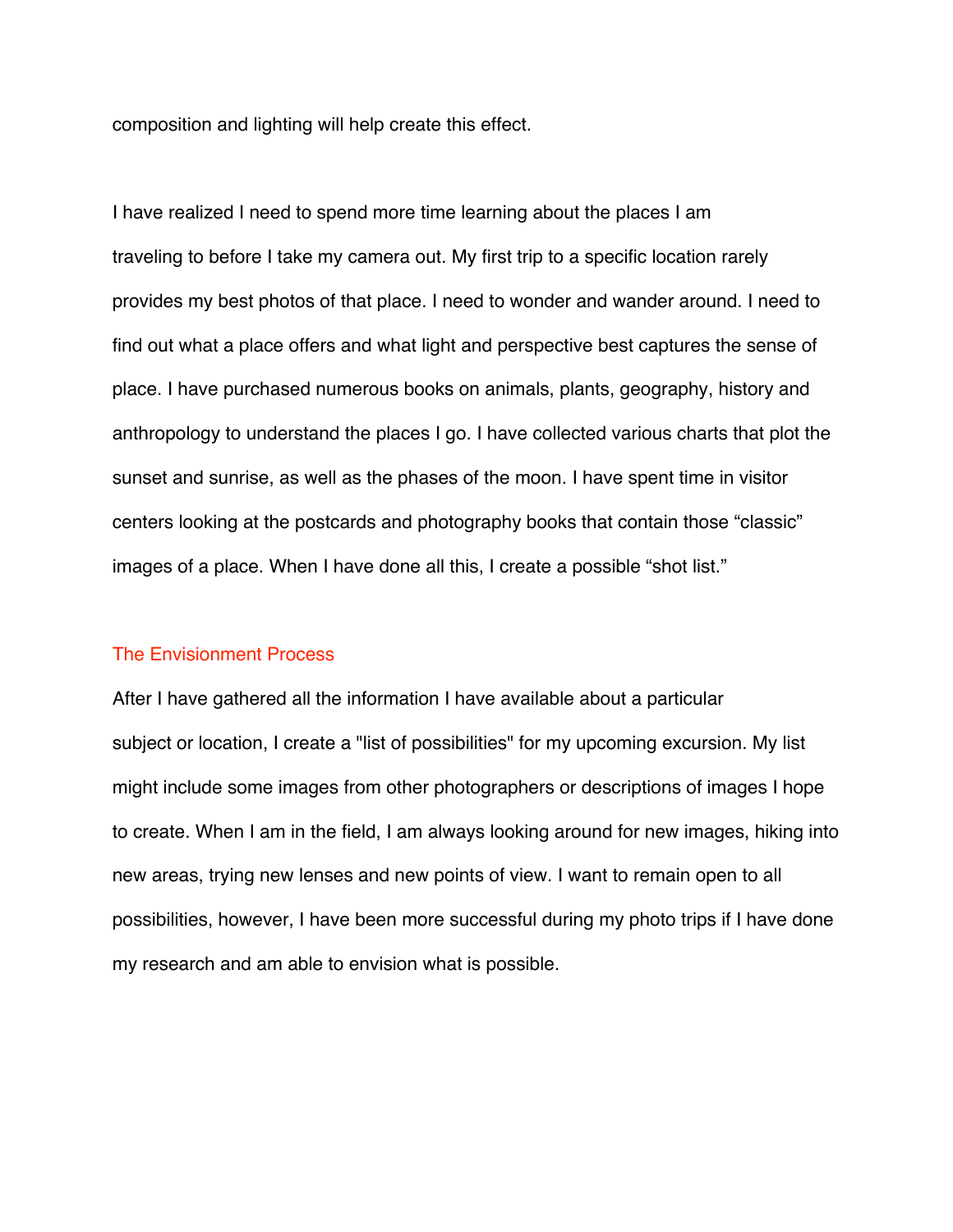composition and lighting will help create this effect.

I have realized I need to spend more time learning about the places I am traveling to before I take my camera out. My first trip to a specific location rarely provides my best photos of that place. I need to wonder and wander around. I need to find out what a place offers and what light and perspective best captures the sense of place. I have purchased numerous books on animals, plants, geography, history and anthropology to understand the places I go. I have collected various charts that plot the sunset and sunrise, as well as the phases of the moon. I have spent time in visitor centers looking at the postcards and photography books that contain those “classic” images of a place. When I have done all this, I create a possible “shot list.”

## The Envisionment Process

After I have gathered all the information I have available about a particular subject or location, I create a "list of possibilities" for my upcoming excursion. My list might include some images from other photographers or descriptions of images I hope to create. When I am in the field, I am always looking around for new images, hiking into new areas, trying new lenses and new points of view. I want to remain open to all possibilities, however, I have been more successful during my photo trips if I have done my research and am able to envision what is possible.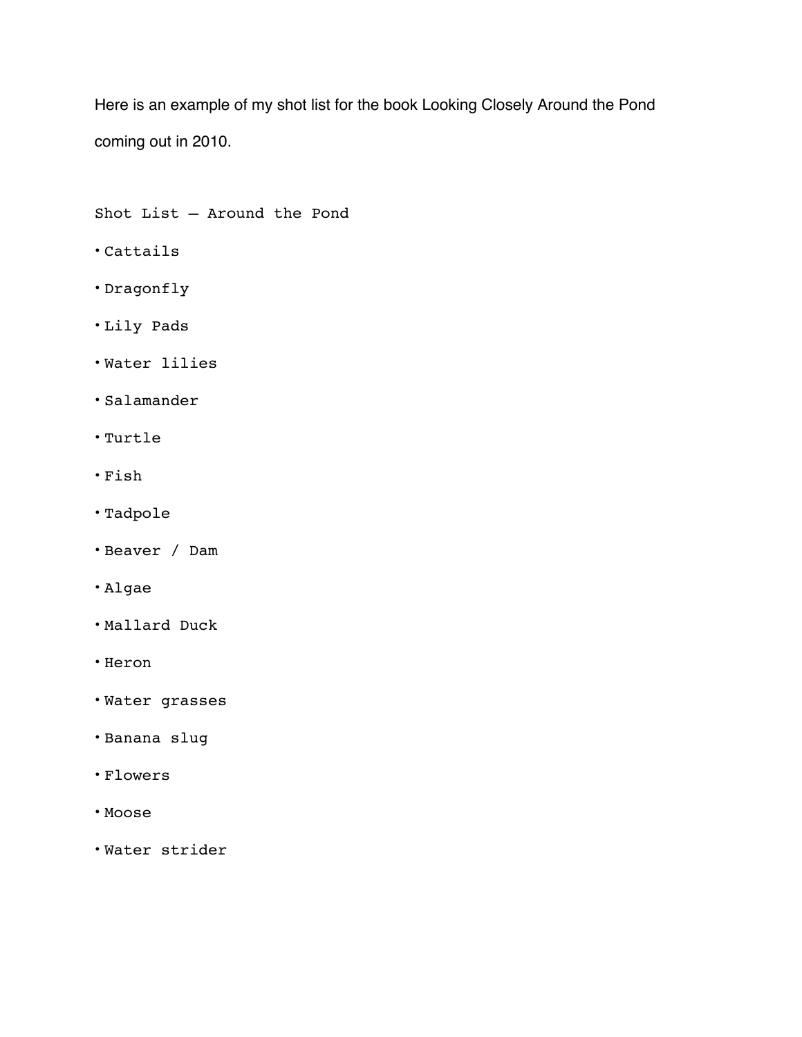Here is an example of my shot list for the book Looking Closely Around the Pond coming out in 2010.

Shot List – Around the Pond

- Cattails
- Dragonfly
- Lily Pads
- Water lilies
- Salamander
- Turtle
- Fish
- Tadpole
- Beaver / Dam
- Algae
- Mallard Duck
- Heron
- Water grasses
- Banana slug
- Flowers
- Moose
- Water strider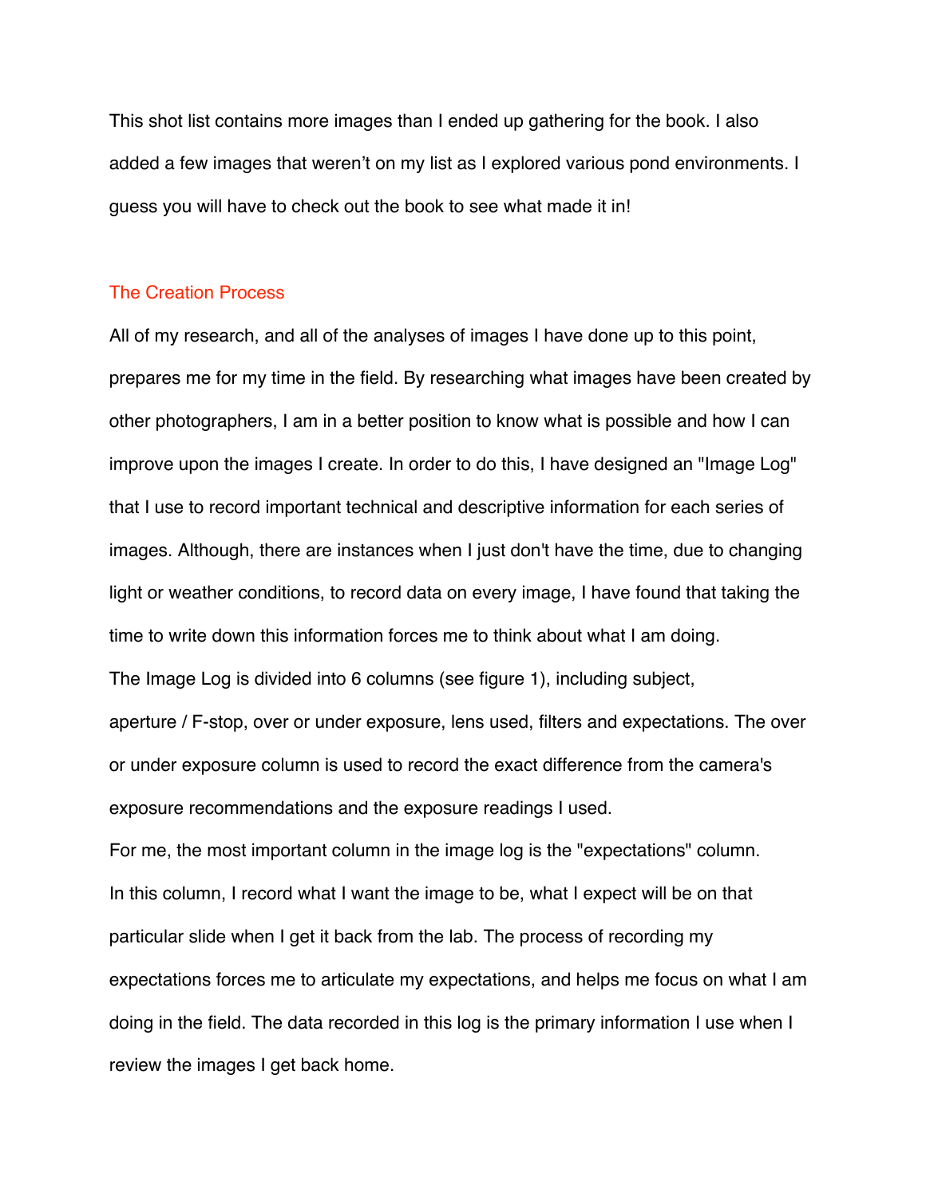This shot list contains more images than I ended up gathering for the book. I also added a few images that weren't on my list as I explored various pond environments. I guess you will have to check out the book to see what made it in!

## The Creation Process

All of my research, and all of the analyses of images I have done up to this point, prepares me for my time in the field. By researching what images have been created by other photographers, I am in a better position to know what is possible and how I can improve upon the images I create. In order to do this, I have designed an "Image Log" that I use to record important technical and descriptive information for each series of images. Although, there are instances when I just don't have the time, due to changing light or weather conditions, to record data on every image, I have found that taking the time to write down this information forces me to think about what I am doing.

The Image Log is divided into 6 columns (see figure 1), including subject, aperture / F-stop, over or under exposure, lens used, filters and expectations. The over or under exposure column is used to record the exact difference from the camera's exposure recommendations and the exposure readings I used.

For me, the most important column in the image log is the "expectations" column. In this column, I record what I want the image to be, what I expect will be on that particular slide when I get it back from the lab. The process of recording my expectations forces me to articulate my expectations, and helps me focus on what I am doing in the field. The data recorded in this log is the primary information I use when I review the images I get back home.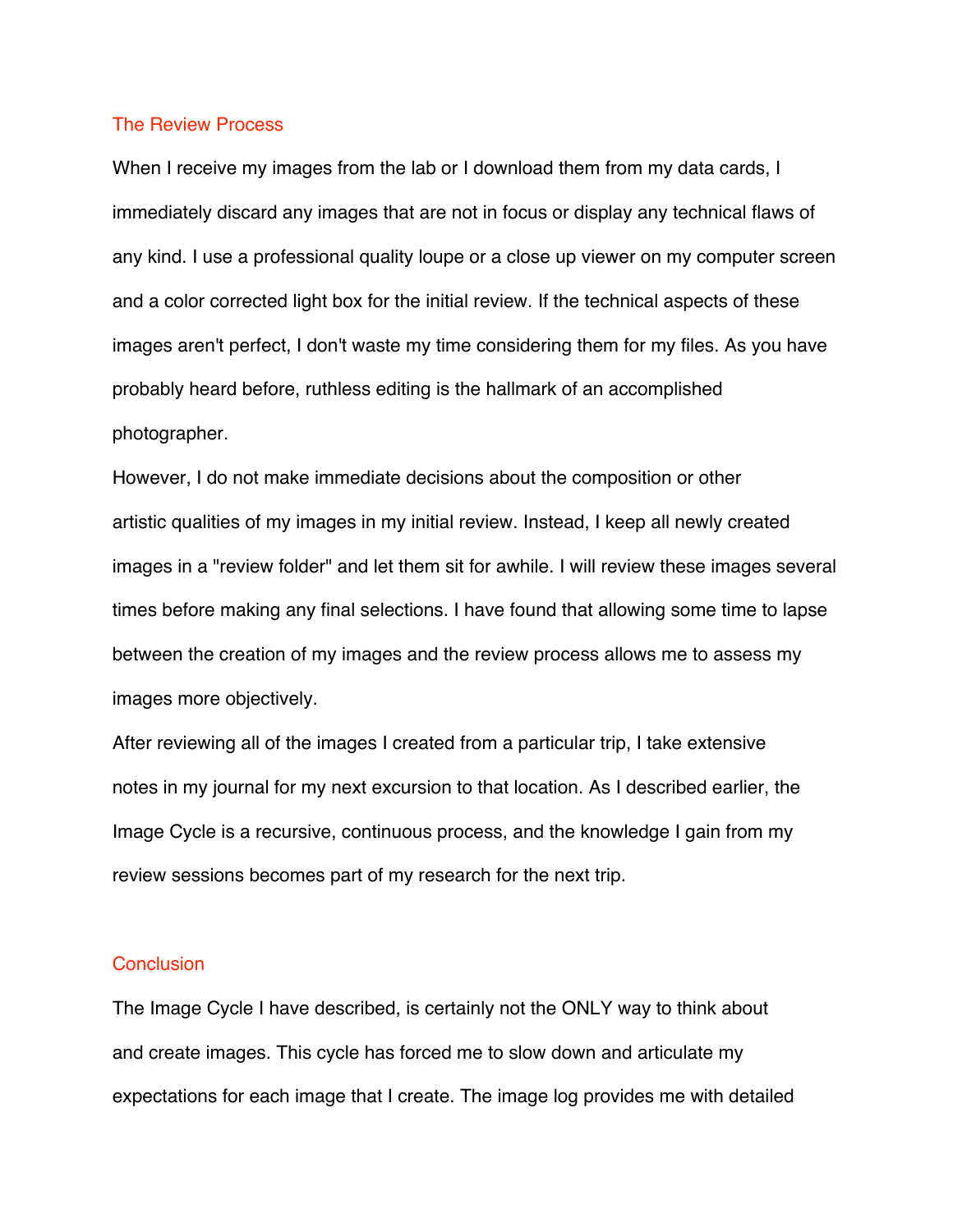## The Review Process

When I receive my images from the lab or I download them from my data cards, I immediately discard any images that are not in focus or display any technical flaws of any kind. I use a professional quality loupe or a close up viewer on my computer screen and a color corrected light box for the initial review. If the technical aspects of these images aren't perfect, I don't waste my time considering them for my files. As you have probably heard before, ruthless editing is the hallmark of an accomplished photographer.

However, I do not make immediate decisions about the composition or other artistic qualities of my images in my initial review. Instead, I keep all newly created images in a "review folder" and let them sit for awhile. I will review these images several times before making any final selections. I have found that allowing some time to lapse between the creation of my images and the review process allows me to assess my images more objectively.

After reviewing all of the images I created from a particular trip, I take extensive notes in my journal for my next excursion to that location. As I described earlier, the Image Cycle is a recursive, continuous process, and the knowledge I gain from my review sessions becomes part of my research for the next trip.

## Conclusion

The Image Cycle I have described, is certainly not the ONLY way to think about and create images. This cycle has forced me to slow down and articulate my expectations for each image that I create. The image log provides me with detailed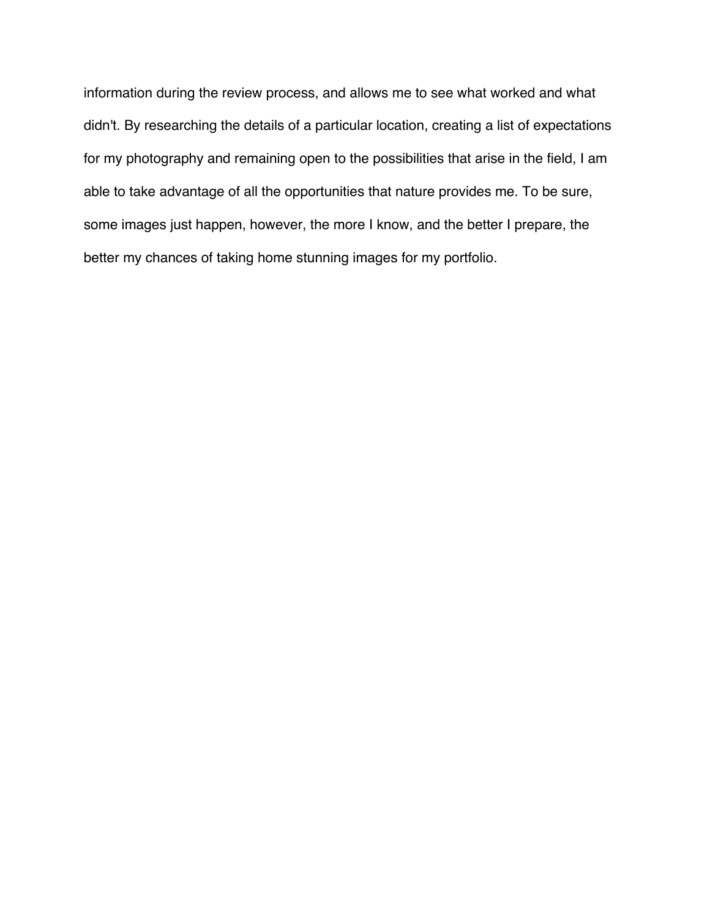information during the review process, and allows me to see what worked and what didn't. By researching the details of a particular location, creating a list of expectations for my photography and remaining open to the possibilities that arise in the field, I am able to take advantage of all the opportunities that nature provides me. To be sure, some images just happen, however, the more I know, and the better I prepare, the better my chances of taking home stunning images for my portfolio.